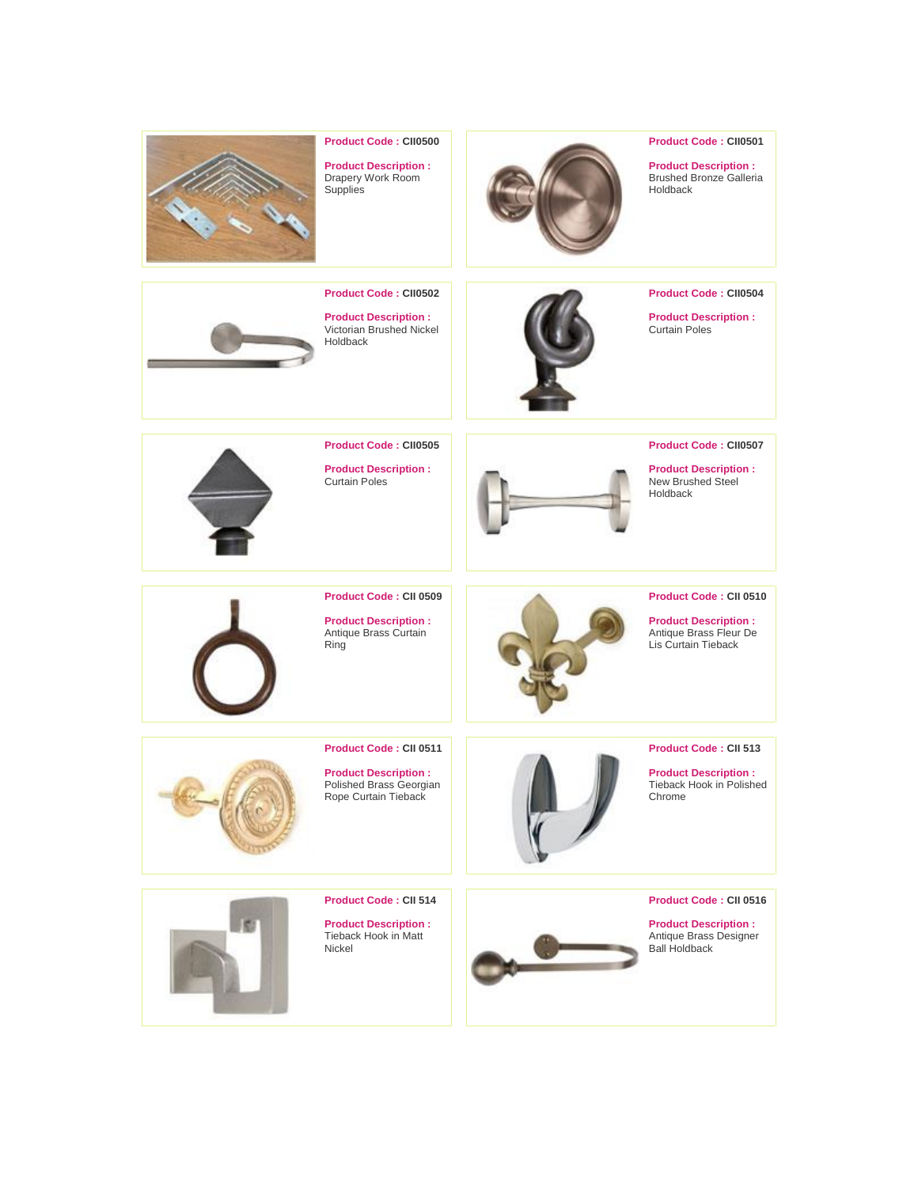**Product Code :** CII0500

**Product Description :** Drapery Work Room Supplies

**Product Code :** CII0501

**Product Description :** Brushed Bronze Galleria Holdback

**Product Code :** CII0502

**Product Description :** Victorian Brushed Nickel Holdback

**Product Code :** CII0504

**Product Description :** Curtain Poles

**Product Code :** CII0505

**Product Description :** Curtain Poles

**Product Code :** CII0507

**Product Description :** New Brushed Steel Holdback

**Product Code :** CII 0509

**Product Description :** Antique Brass Curtain Ring

**Product Code :** CII 0510

**Product Description :** Antique Brass Fleur De Lis Curtain Tieback

**Product Code :** CII 0511

**Product Description :** Polished Brass Georgian Rope Curtain Tieback

**Product Code :** CII 513

**Product Description :** Tieback Hook in Polished Chrome

**Product Code :** CII 514

**Product Description :** Tieback Hook in Matt Nickel

**Product Code :** CII 0516

**Product Description :** Antique Brass Designer Ball Holdback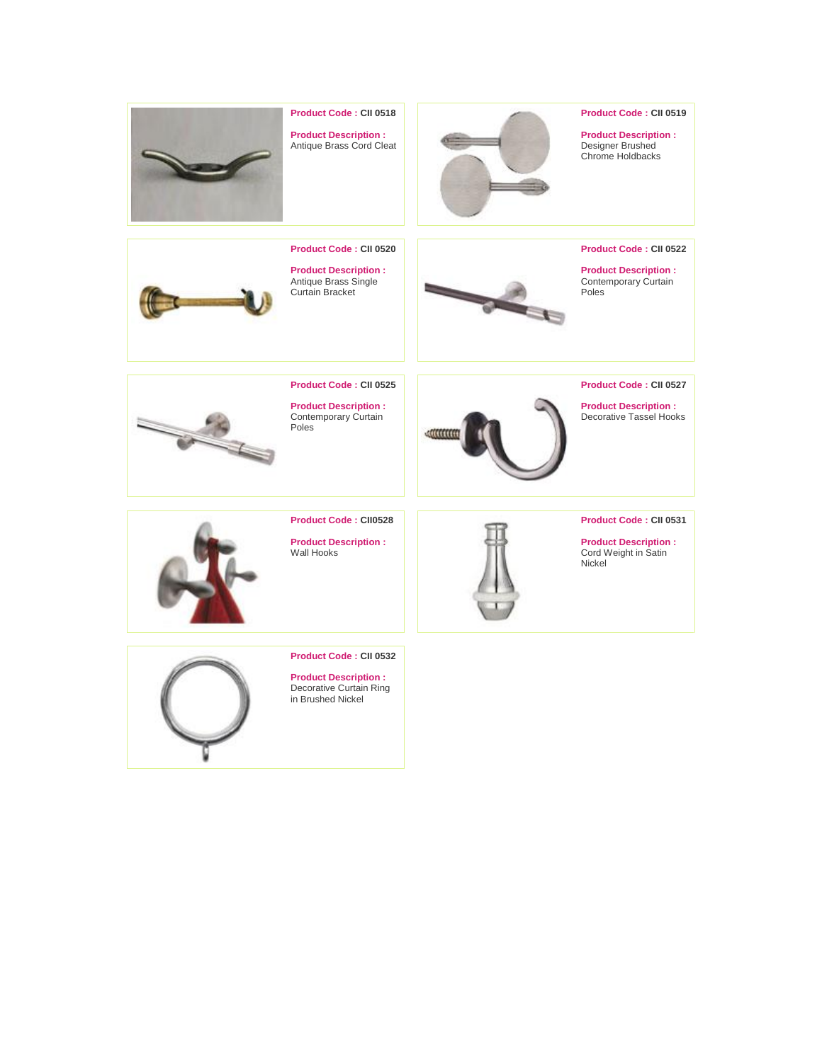**Product Code :** CII 0518

**Product Description :**
Antique Brass Cord Cleat

**Product Code :** CII 0519

**Product Description :**
Designer Brushed Chrome Holdbacks

**Product Code :** CII 0520

**Product Description :**
Antique Brass Single Curtain Bracket

**Product Code :** CII 0522

**Product Description :**
Contemporary Curtain Poles

**Product Code :** CII 0525

**Product Description :**
Contemporary Curtain Poles

**Product Code :** CII 0527

**Product Description :**
Decorative Tassel Hooks

**Product Code :** CII0528

**Product Description :**
Wall Hooks

**Product Code :** CII 0531

**Product Description :**
Cord Weight in Satin Nickel

**Product Code :** CII 0532

**Product Description :**
Decorative Curtain Ring in Brushed Nickel